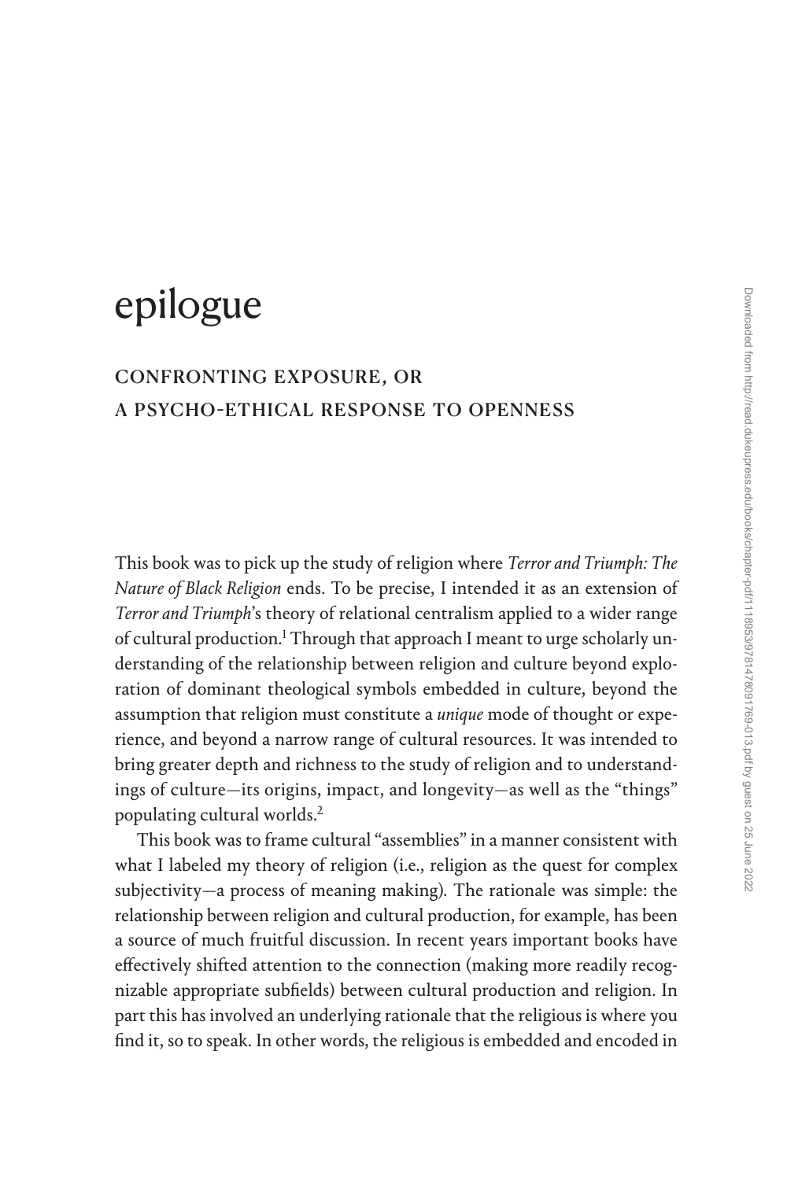# epilogue

## CONFRONTING EXPOSURE, OR A PSYCHO-ETHICAL RESPONSE TO OPENNESS

This book was to pick up the study of religion where *Terror and Triumph: The Nature of Black Religion* ends. To be precise, I intended it as an extension of *Terror and Triumph*'s theory of relational centralism applied to a wider range of cultural production.[1] Through that approach I meant to urge scholarly understanding of the relationship between religion and culture beyond exploration of dominant theological symbols embedded in culture, beyond the assumption that religion must constitute a *unique* mode of thought or experience, and beyond a narrow range of cultural resources. It was intended to bring greater depth and richness to the study of religion and to understandings of culture—its origins, impact, and longevity—as well as the "things" populating cultural worlds.[2]

This book was to frame cultural "assemblies" in a manner consistent with what I labeled my theory of religion (i.e., religion as the quest for complex subjectivity—a process of meaning making). The rationale was simple: the relationship between religion and cultural production, for example, has been a source of much fruitful discussion. In recent years important books have effectively shifted attention to the connection (making more readily recognizable appropriate subfields) between cultural production and religion. In part this has involved an underlying rationale that the religious is where you find it, so to speak. In other words, the religious is embedded and encoded in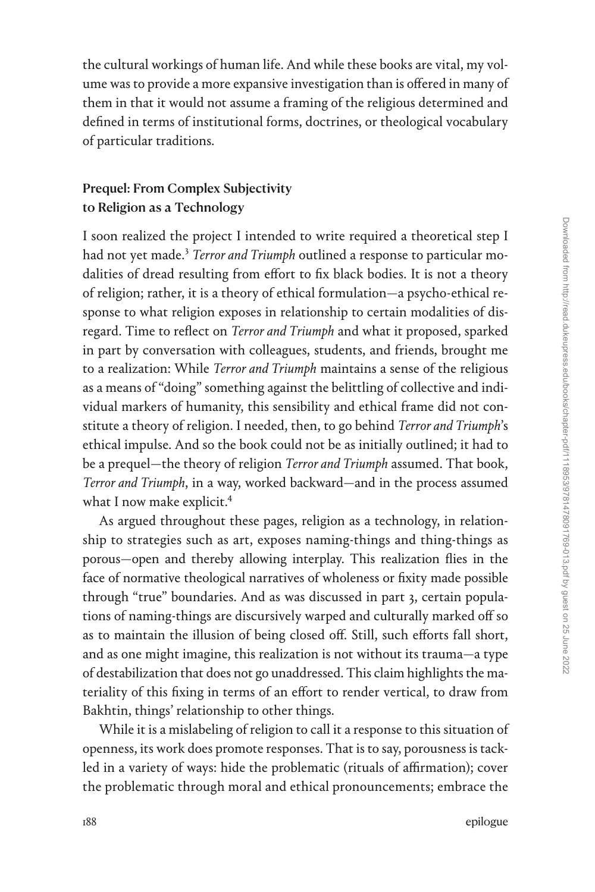the cultural workings of human life. And while these books are vital, my volume was to provide a more expansive investigation than is offered in many of them in that it would not assume a framing of the religious determined and defined in terms of institutional forms, doctrines, or theological vocabulary of particular traditions.

## Prequel: From Complex Subjectivity to Religion as a Technology

I soon realized the project I intended to write required a theoretical step I had not yet made.[3] *Terror and Triumph* outlined a response to particular modalities of dread resulting from effort to fix black bodies. It is not a theory of religion; rather, it is a theory of ethical formulation—a psycho-ethical response to what religion exposes in relationship to certain modalities of disregard. Time to reflect on *Terror and Triumph* and what it proposed, sparked in part by conversation with colleagues, students, and friends, brought me to a realization: While *Terror and Triumph* maintains a sense of the religious as a means of "doing" something against the belittling of collective and individual markers of humanity, this sensibility and ethical frame did not constitute a theory of religion. I needed, then, to go behind *Terror and Triumph*'s ethical impulse. And so the book could not be as initially outlined; it had to be a prequel—the theory of religion *Terror and Triumph* assumed. That book, *Terror and Triumph*, in a way, worked backward—and in the process assumed what I now make explicit.[4]

As argued throughout these pages, religion as a technology, in relationship to strategies such as art, exposes naming-things and thing-things as porous—open and thereby allowing interplay. This realization flies in the face of normative theological narratives of wholeness or fixity made possible through "true" boundaries. And as was discussed in part 3, certain populations of naming-things are discursively warped and culturally marked off so as to maintain the illusion of being closed off. Still, such efforts fall short, and as one might imagine, this realization is not without its trauma—a type of destabilization that does not go unaddressed. This claim highlights the materiality of this fixing in terms of an effort to render vertical, to draw from Bakhtin, things' relationship to other things.

While it is a mislabeling of religion to call it a response to this situation of openness, its work does promote responses. That is to say, porousness is tackled in a variety of ways: hide the problematic (rituals of affirmation); cover the problematic through moral and ethical pronouncements; embrace the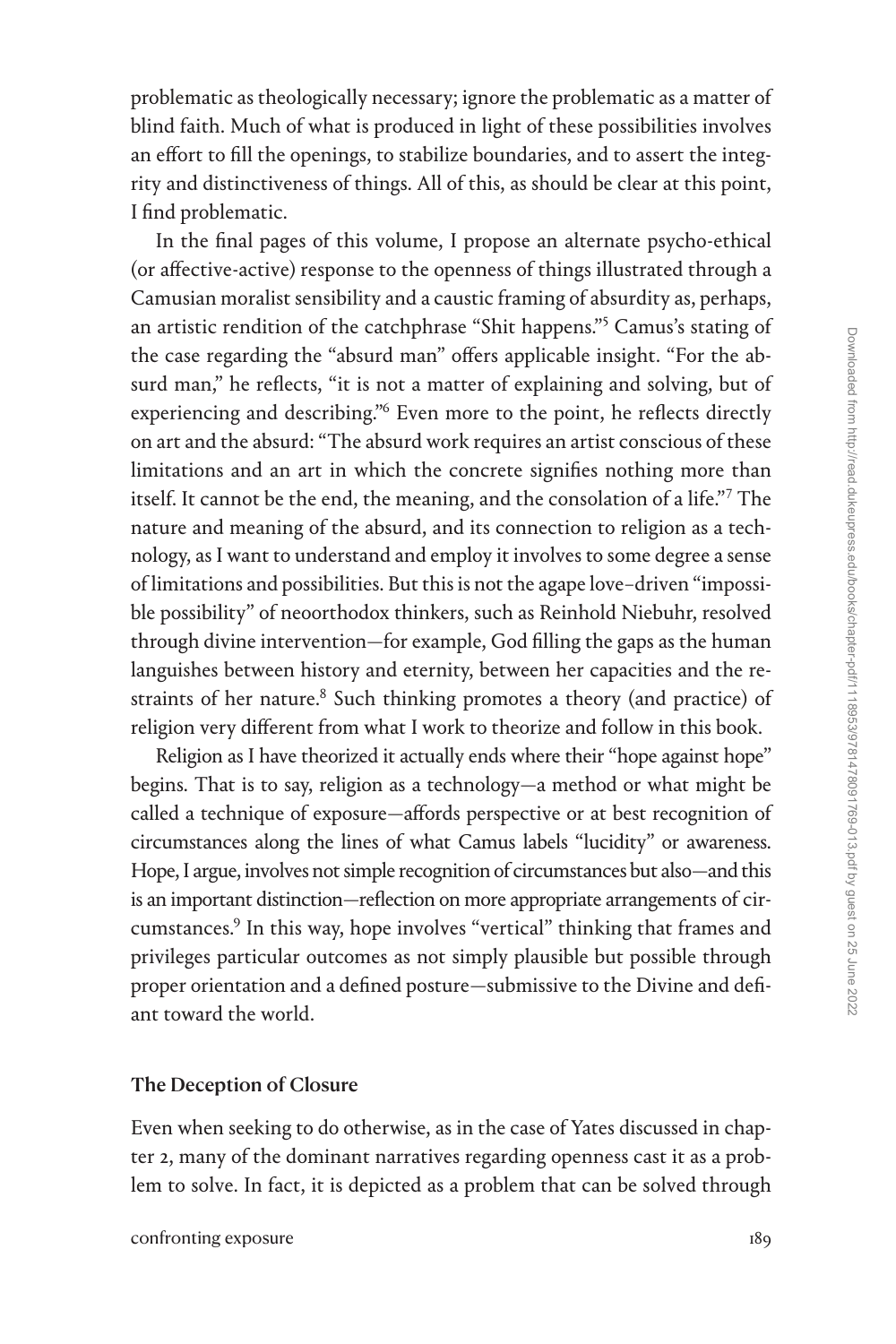problematic as theologically necessary; ignore the problematic as a matter of blind faith. Much of what is produced in light of these possibilities involves an effort to fill the openings, to stabilize boundaries, and to assert the integrity and distinctiveness of things. All of this, as should be clear at this point, I find problematic.

In the final pages of this volume, I propose an alternate psycho-ethical (or affective-active) response to the openness of things illustrated through a Camusian moralist sensibility and a caustic framing of absurdity as, perhaps, an artistic rendition of the catchphrase "Shit happens."[5] Camus's stating of the case regarding the "absurd man" offers applicable insight. "For the absurd man," he reflects, "it is not a matter of explaining and solving, but of experiencing and describing."[6] Even more to the point, he reflects directly on art and the absurd: "The absurd work requires an artist conscious of these limitations and an art in which the concrete signifies nothing more than itself. It cannot be the end, the meaning, and the consolation of a life."[7] The nature and meaning of the absurd, and its connection to religion as a technology, as I want to understand and employ it involves to some degree a sense of limitations and possibilities. But this is not the agape love–driven "impossible possibility" of neoorthodox thinkers, such as Reinhold Niebuhr, resolved through divine intervention—for example, God filling the gaps as the human languishes between history and eternity, between her capacities and the restraints of her nature.[8] Such thinking promotes a theory (and practice) of religion very different from what I work to theorize and follow in this book.

Religion as I have theorized it actually ends where their "hope against hope" begins. That is to say, religion as a technology—a method or what might be called a technique of exposure—affords perspective or at best recognition of circumstances along the lines of what Camus labels "lucidity" or awareness. Hope, I argue, involves not simple recognition of circumstances but also—and this is an important distinction—reflection on more appropriate arrangements of circumstances.[9] In this way, hope involves "vertical" thinking that frames and privileges particular outcomes as not simply plausible but possible through proper orientation and a defined posture—submissive to the Divine and defiant toward the world.

## The Deception of Closure

Even when seeking to do otherwise, as in the case of Yates discussed in chapter 2, many of the dominant narratives regarding openness cast it as a problem to solve. In fact, it is depicted as a problem that can be solved through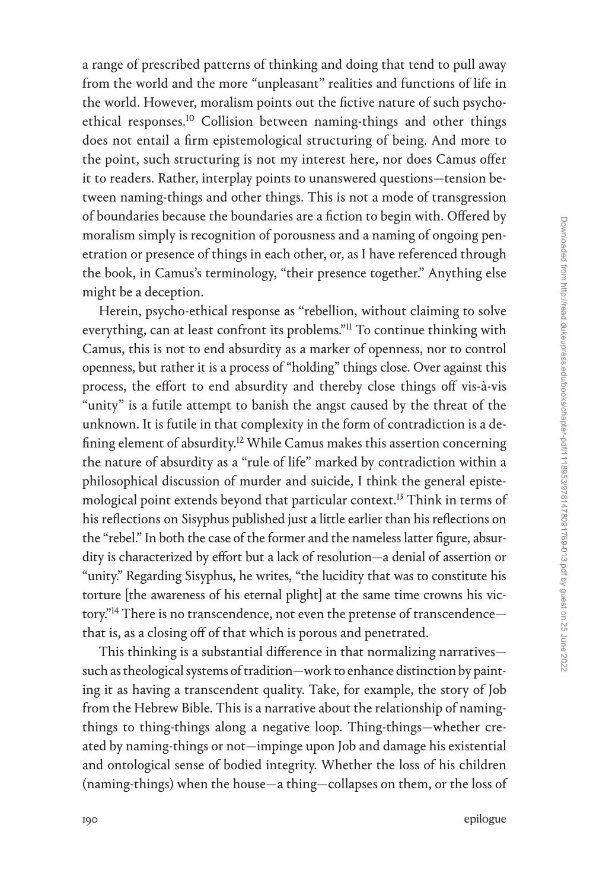a range of prescribed patterns of thinking and doing that tend to pull away from the world and the more "unpleasant" realities and functions of life in the world. However, moralism points out the fictive nature of such psycho-ethical responses.[10] Collision between naming-things and other things does not entail a firm epistemological structuring of being. And more to the point, such structuring is not my interest here, nor does Camus offer it to readers. Rather, interplay points to unanswered questions—tension between naming-things and other things. This is not a mode of transgression of boundaries because the boundaries are a fiction to begin with. Offered by moralism simply is recognition of porousness and a naming of ongoing penetration or presence of things in each other, or, as I have referenced through the book, in Camus's terminology, "their presence together." Anything else might be a deception.

Herein, psycho-ethical response as "rebellion, without claiming to solve everything, can at least confront its problems."[11] To continue thinking with Camus, this is not to end absurdity as a marker of openness, nor to control openness, but rather it is a process of "holding" things close. Over against this process, the effort to end absurdity and thereby close things off vis-à-vis "unity" is a futile attempt to banish the angst caused by the threat of the unknown. It is futile in that complexity in the form of contradiction is a defining element of absurdity.[12] While Camus makes this assertion concerning the nature of absurdity as a "rule of life" marked by contradiction within a philosophical discussion of murder and suicide, I think the general epistemological point extends beyond that particular context.[13] Think in terms of his reflections on Sisyphus published just a little earlier than his reflections on the "rebel." In both the case of the former and the nameless latter figure, absurdity is characterized by effort but a lack of resolution—a denial of assertion or "unity." Regarding Sisyphus, he writes, "the lucidity that was to constitute his torture [the awareness of his eternal plight] at the same time crowns his victory."[14] There is no transcendence, not even the pretense of transcendence—that is, as a closing off of that which is porous and penetrated.

This thinking is a substantial difference in that normalizing narratives—such as theological systems of tradition—work to enhance distinction by painting it as having a transcendent quality. Take, for example, the story of Job from the Hebrew Bible. This is a narrative about the relationship of naming-things to thing-things along a negative loop. Thing-things—whether created by naming-things or not—impinge upon Job and damage his existential and ontological sense of bodied integrity. Whether the loss of his children (naming-things) when the house—a thing—collapses on them, or the loss of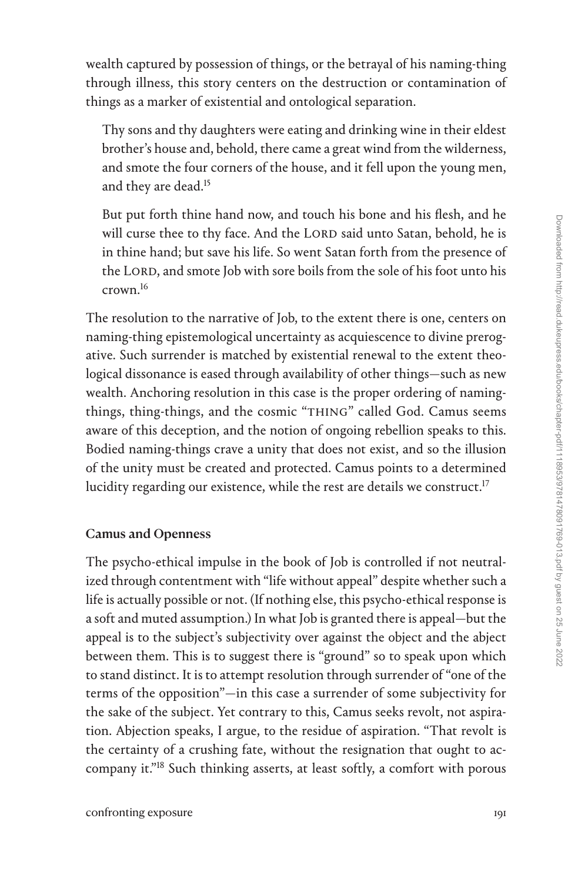wealth captured by possession of things, or the betrayal of his naming-thing through illness, this story centers on the destruction or contamination of things as a marker of existential and ontological separation.

> Thy sons and thy daughters were eating and drinking wine in their eldest brother's house and, behold, there came a great wind from the wilderness, and smote the four corners of the house, and it fell upon the young men, and they are dead.[15]

> But put forth thine hand now, and touch his bone and his flesh, and he will curse thee to thy face. And the LORD said unto Satan, behold, he is in thine hand; but save his life. So went Satan forth from the presence of the LORD, and smote Job with sore boils from the sole of his foot unto his crown.[16]

The resolution to the narrative of Job, to the extent there is one, centers on naming-thing epistemological uncertainty as acquiescence to divine prerogative. Such surrender is matched by existential renewal to the extent theological dissonance is eased through availability of other things—such as new wealth. Anchoring resolution in this case is the proper ordering of naming-things, thing-things, and the cosmic "THING" called God. Camus seems aware of this deception, and the notion of ongoing rebellion speaks to this. Bodied naming-things crave a unity that does not exist, and so the illusion of the unity must be created and protected. Camus points to a determined lucidity regarding our existence, while the rest are details we construct.[17]

### Camus and Openness

The psycho-ethical impulse in the book of Job is controlled if not neutralized through contentment with "life without appeal" despite whether such a life is actually possible or not. (If nothing else, this psycho-ethical response is a soft and muted assumption.) In what Job is granted there is appeal—but the appeal is to the subject's subjectivity over against the object and the abject between them. This is to suggest there is "ground" so to speak upon which to stand distinct. It is to attempt resolution through surrender of "one of the terms of the opposition"—in this case a surrender of some subjectivity for the sake of the subject. Yet contrary to this, Camus seeks revolt, not aspiration. Abjection speaks, I argue, to the residue of aspiration. "That revolt is the certainty of a crushing fate, without the resignation that ought to accompany it."[18] Such thinking asserts, at least softly, a comfort with porous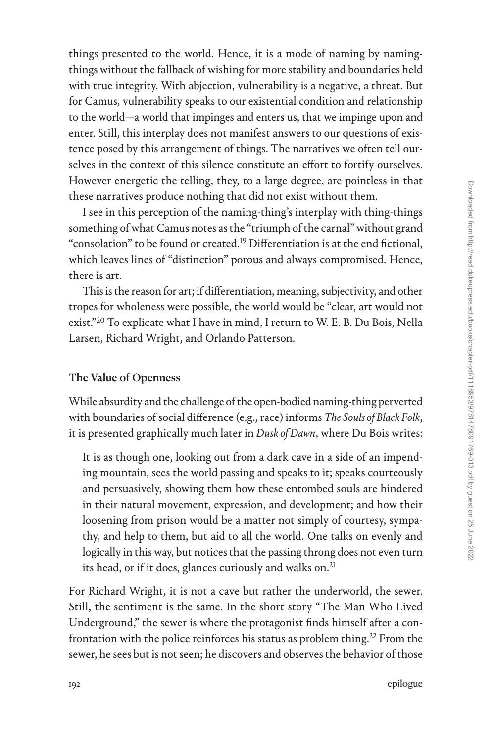things presented to the world. Hence, it is a mode of naming by naming-things without the fallback of wishing for more stability and boundaries held with true integrity. With abjection, vulnerability is a negative, a threat. But for Camus, vulnerability speaks to our existential condition and relationship to the world—a world that impinges and enters us, that we impinge upon and enter. Still, this interplay does not manifest answers to our questions of existence posed by this arrangement of things. The narratives we often tell ourselves in the context of this silence constitute an effort to fortify ourselves. However energetic the telling, they, to a large degree, are pointless in that these narratives produce nothing that did not exist without them.

I see in this perception of the naming-thing's interplay with thing-things something of what Camus notes as the "triumph of the carnal" without grand "consolation" to be found or created.[19] Differentiation is at the end fictional, which leaves lines of "distinction" porous and always compromised. Hence, there is art.

This is the reason for art; if differentiation, meaning, subjectivity, and other tropes for wholeness were possible, the world would be "clear, art would not exist."[20] To explicate what I have in mind, I return to W. E. B. Du Bois, Nella Larsen, Richard Wright, and Orlando Patterson.

## The Value of Openness

While absurdity and the challenge of the open-bodied naming-thing perverted with boundaries of social difference (e.g., race) informs *The Souls of Black Folk*, it is presented graphically much later in *Dusk of Dawn*, where Du Bois writes:

> It is as though one, looking out from a dark cave in a side of an impending mountain, sees the world passing and speaks to it; speaks courteously and persuasively, showing them how these entombed souls are hindered in their natural movement, expression, and development; and how their loosening from prison would be a matter not simply of courtesy, sympathy, and help to them, but aid to all the world. One talks on evenly and logically in this way, but notices that the passing throng does not even turn its head, or if it does, glances curiously and walks on.[21]

For Richard Wright, it is not a cave but rather the underworld, the sewer. Still, the sentiment is the same. In the short story "The Man Who Lived Underground," the sewer is where the protagonist finds himself after a confrontation with the police reinforces his status as problem thing.[22] From the sewer, he sees but is not seen; he discovers and observes the behavior of those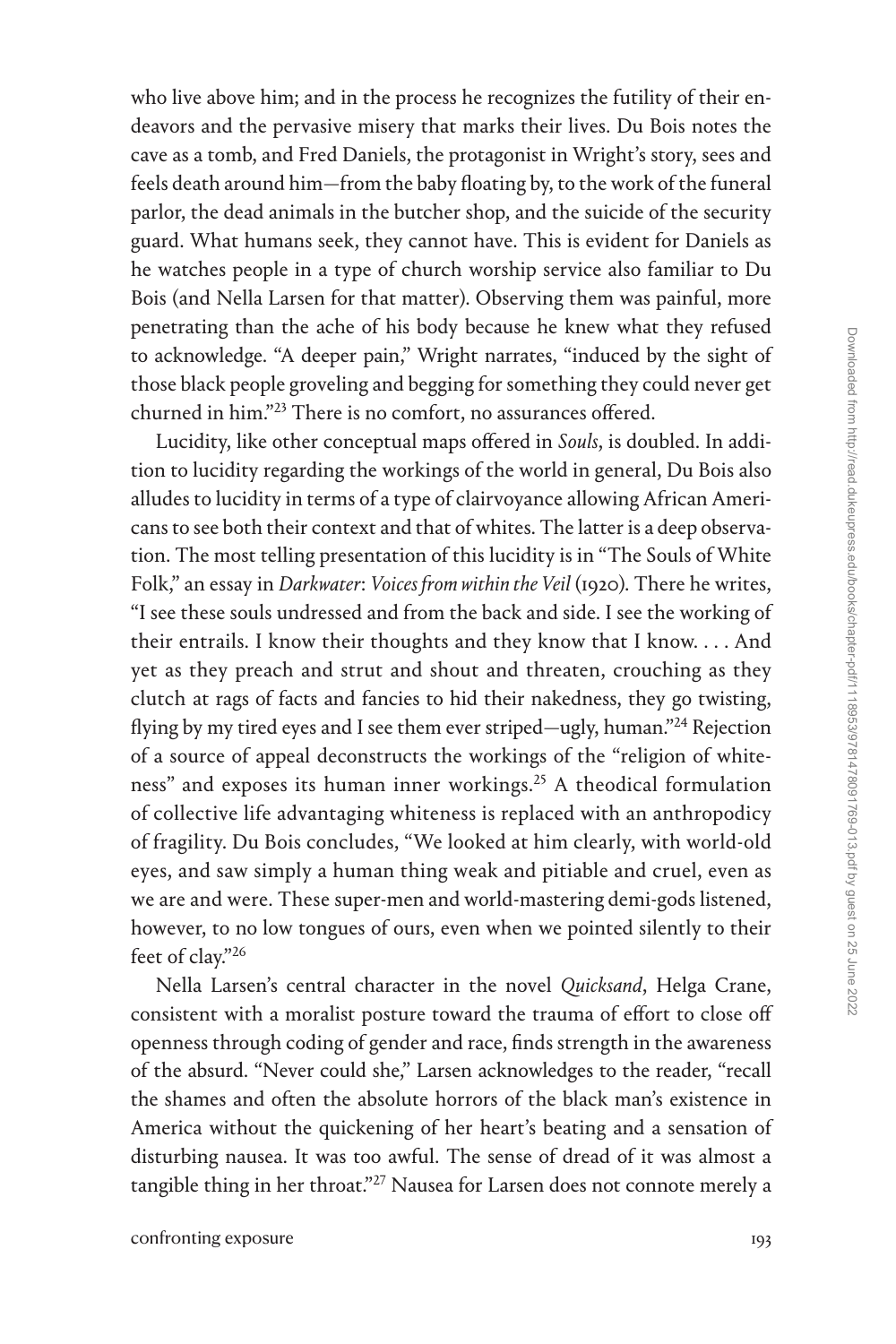who live above him; and in the process he recognizes the futility of their endeavors and the pervasive misery that marks their lives. Du Bois notes the cave as a tomb, and Fred Daniels, the protagonist in Wright's story, sees and feels death around him—from the baby floating by, to the work of the funeral parlor, the dead animals in the butcher shop, and the suicide of the security guard. What humans seek, they cannot have. This is evident for Daniels as he watches people in a type of church worship service also familiar to Du Bois (and Nella Larsen for that matter). Observing them was painful, more penetrating than the ache of his body because he knew what they refused to acknowledge. "A deeper pain," Wright narrates, "induced by the sight of those black people groveling and begging for something they could never get churned in him."[23] There is no comfort, no assurances offered.

Lucidity, like other conceptual maps offered in *Souls*, is doubled. In addition to lucidity regarding the workings of the world in general, Du Bois also alludes to lucidity in terms of a type of clairvoyance allowing African Americans to see both their context and that of whites. The latter is a deep observation. The most telling presentation of this lucidity is in "The Souls of White Folk," an essay in *Darkwater*: *Voices from within the Veil* (1920). There he writes, "I see these souls undressed and from the back and side. I see the working of their entrails. I know their thoughts and they know that I know. . . . And yet as they preach and strut and shout and threaten, crouching as they clutch at rags of facts and fancies to hid their nakedness, they go twisting, flying by my tired eyes and I see them ever striped—ugly, human."[24] Rejection of a source of appeal deconstructs the workings of the "religion of whiteness" and exposes its human inner workings.[25] A theodical formulation of collective life advantaging whiteness is replaced with an anthropodicy of fragility. Du Bois concludes, "We looked at him clearly, with world-old eyes, and saw simply a human thing weak and pitiable and cruel, even as we are and were. These super-men and world-mastering demi-gods listened, however, to no low tongues of ours, even when we pointed silently to their feet of clay."[26]

Nella Larsen's central character in the novel *Quicksand*, Helga Crane, consistent with a moralist posture toward the trauma of effort to close off openness through coding of gender and race, finds strength in the awareness of the absurd. "Never could she," Larsen acknowledges to the reader, "recall the shames and often the absolute horrors of the black man's existence in America without the quickening of her heart's beating and a sensation of disturbing nausea. It was too awful. The sense of dread of it was almost a tangible thing in her throat."[27] Nausea for Larsen does not connote merely a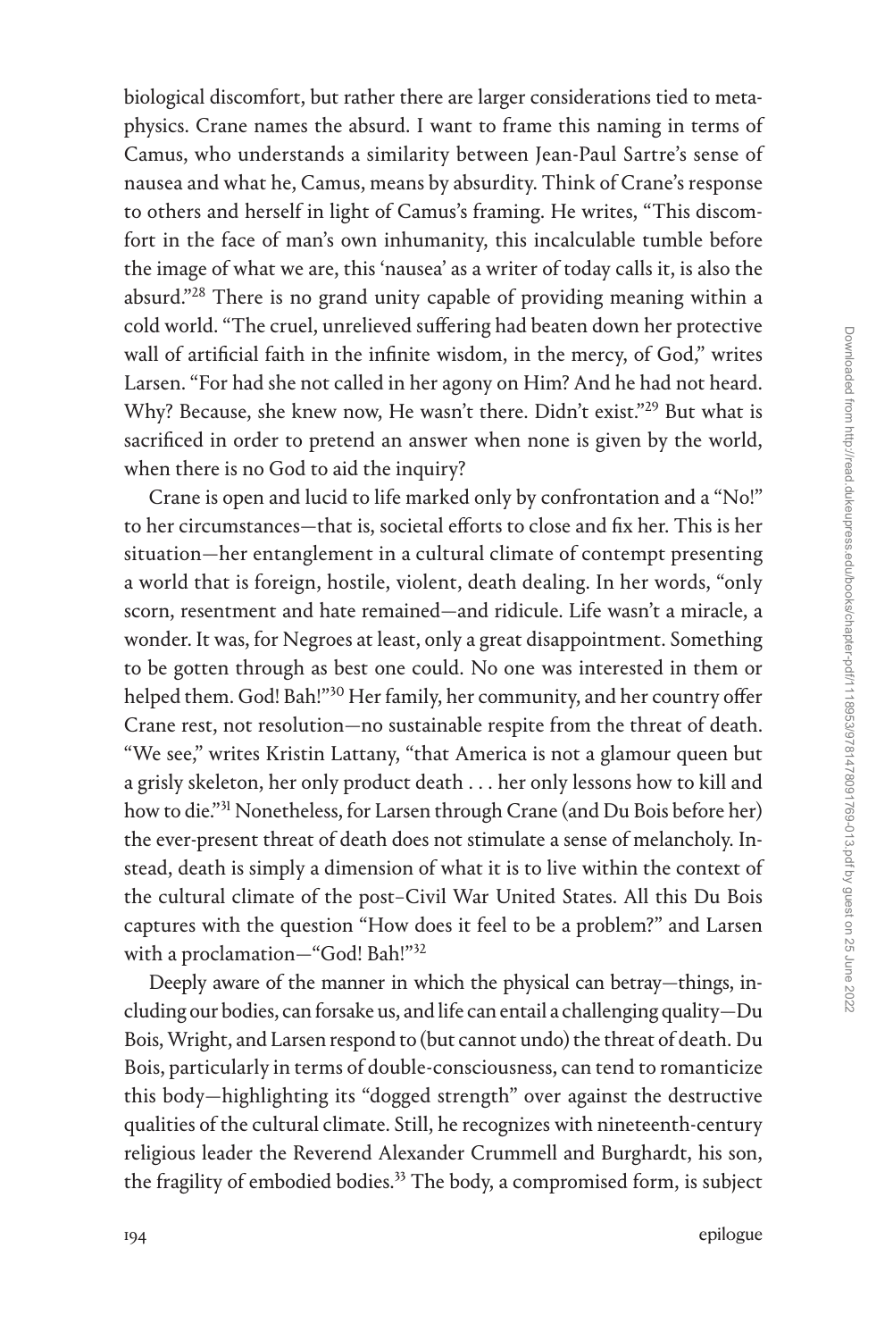biological discomfort, but rather there are larger considerations tied to metaphysics. Crane names the absurd. I want to frame this naming in terms of Camus, who understands a similarity between Jean-Paul Sartre's sense of nausea and what he, Camus, means by absurdity. Think of Crane's response to others and herself in light of Camus's framing. He writes, "This discomfort in the face of man's own inhumanity, this incalculable tumble before the image of what we are, this 'nausea' as a writer of today calls it, is also the absurd."[28] There is no grand unity capable of providing meaning within a cold world. "The cruel, unrelieved suffering had beaten down her protective wall of artificial faith in the infinite wisdom, in the mercy, of God," writes Larsen. "For had she not called in her agony on Him? And he had not heard. Why? Because, she knew now, He wasn't there. Didn't exist."[29] But what is sacrificed in order to pretend an answer when none is given by the world, when there is no God to aid the inquiry?

Crane is open and lucid to life marked only by confrontation and a "No!" to her circumstances—that is, societal efforts to close and fix her. This is her situation—her entanglement in a cultural climate of contempt presenting a world that is foreign, hostile, violent, death dealing. In her words, "only scorn, resentment and hate remained—and ridicule. Life wasn't a miracle, a wonder. It was, for Negroes at least, only a great disappointment. Something to be gotten through as best one could. No one was interested in them or helped them. God! Bah!"[30] Her family, her community, and her country offer Crane rest, not resolution—no sustainable respite from the threat of death. "We see," writes Kristin Lattany, "that America is not a glamour queen but a grisly skeleton, her only product death . . . her only lessons how to kill and how to die."[31] Nonetheless, for Larsen through Crane (and Du Bois before her) the ever-present threat of death does not stimulate a sense of melancholy. Instead, death is simply a dimension of what it is to live within the context of the cultural climate of the post–Civil War United States. All this Du Bois captures with the question "How does it feel to be a problem?" and Larsen with a proclamation—"God! Bah!"[32]

Deeply aware of the manner in which the physical can betray—things, including our bodies, can forsake us, and life can entail a challenging quality—Du Bois, Wright, and Larsen respond to (but cannot undo) the threat of death. Du Bois, particularly in terms of double-consciousness, can tend to romanticize this body—highlighting its "dogged strength" over against the destructive qualities of the cultural climate. Still, he recognizes with nineteenth-century religious leader the Reverend Alexander Crummell and Burghardt, his son, the fragility of embodied bodies.[33] The body, a compromised form, is subject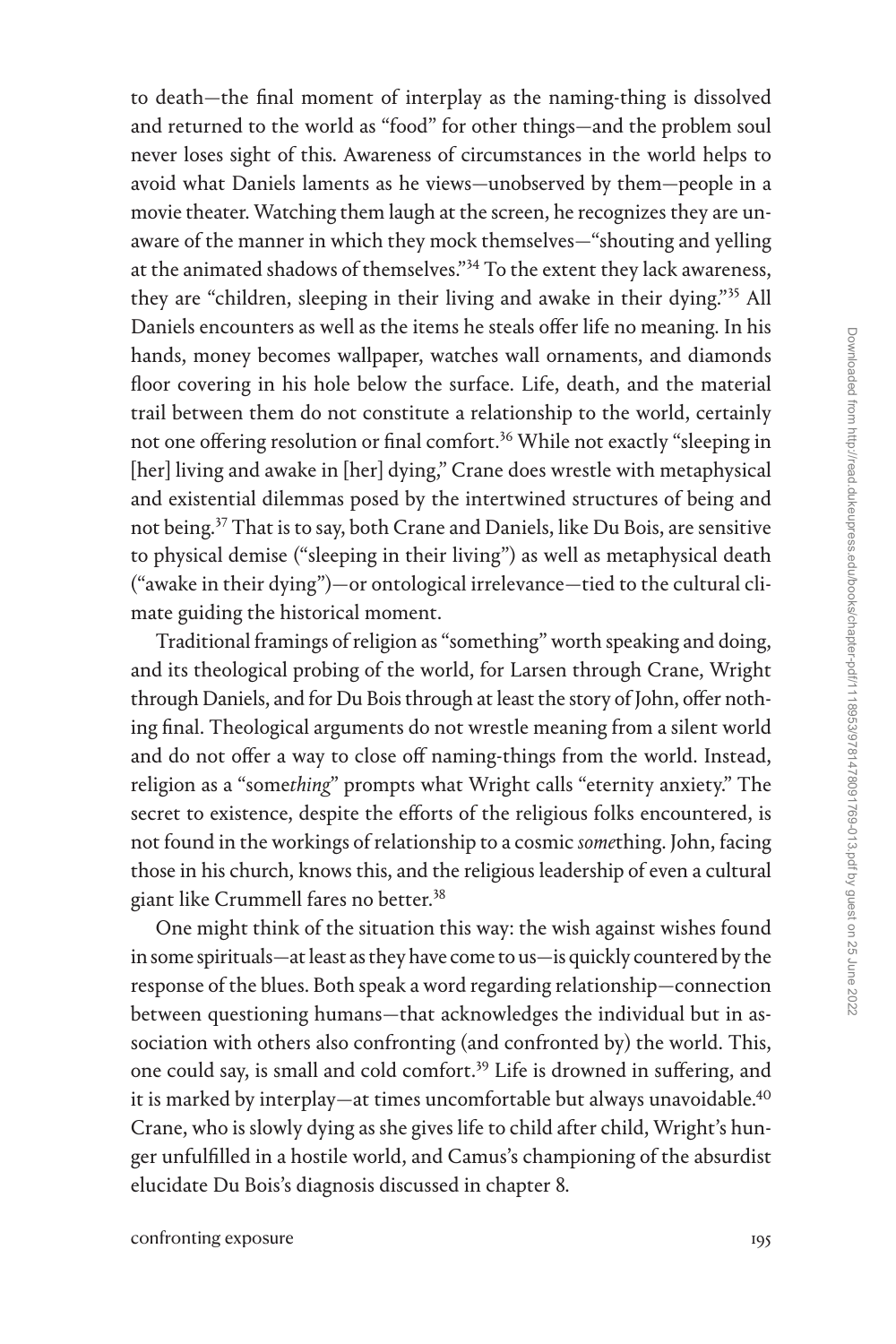to death—the final moment of interplay as the naming-thing is dissolved and returned to the world as "food" for other things—and the problem soul never loses sight of this. Awareness of circumstances in the world helps to avoid what Daniels laments as he views—unobserved by them—people in a movie theater. Watching them laugh at the screen, he recognizes they are unaware of the manner in which they mock themselves—"shouting and yelling at the animated shadows of themselves."[34] To the extent they lack awareness, they are "children, sleeping in their living and awake in their dying."[35] All Daniels encounters as well as the items he steals offer life no meaning. In his hands, money becomes wallpaper, watches wall ornaments, and diamonds floor covering in his hole below the surface. Life, death, and the material trail between them do not constitute a relationship to the world, certainly not one offering resolution or final comfort.[36] While not exactly "sleeping in [her] living and awake in [her] dying," Crane does wrestle with metaphysical and existential dilemmas posed by the intertwined structures of being and not being.[37] That is to say, both Crane and Daniels, like Du Bois, are sensitive to physical demise ("sleeping in their living") as well as metaphysical death ("awake in their dying")—or ontological irrelevance—tied to the cultural climate guiding the historical moment.

Traditional framings of religion as "something" worth speaking and doing, and its theological probing of the world, for Larsen through Crane, Wright through Daniels, and for Du Bois through at least the story of John, offer nothing final. Theological arguments do not wrestle meaning from a silent world and do not offer a way to close off naming-things from the world. Instead, religion as a "some*thing*" prompts what Wright calls "eternity anxiety." The secret to existence, despite the efforts of the religious folks encountered, is not found in the workings of relationship to a cosmic *some*thing. John, facing those in his church, knows this, and the religious leadership of even a cultural giant like Crummell fares no better.[38]

One might think of the situation this way: the wish against wishes found in some spirituals—at least as they have come to us—is quickly countered by the response of the blues. Both speak a word regarding relationship—connection between questioning humans—that acknowledges the individual but in association with others also confronting (and confronted by) the world. This, one could say, is small and cold comfort.[39] Life is drowned in suffering, and it is marked by interplay—at times uncomfortable but always unavoidable.[40] Crane, who is slowly dying as she gives life to child after child, Wright's hunger unfulfilled in a hostile world, and Camus's championing of the absurdist elucidate Du Bois's diagnosis discussed in chapter 8.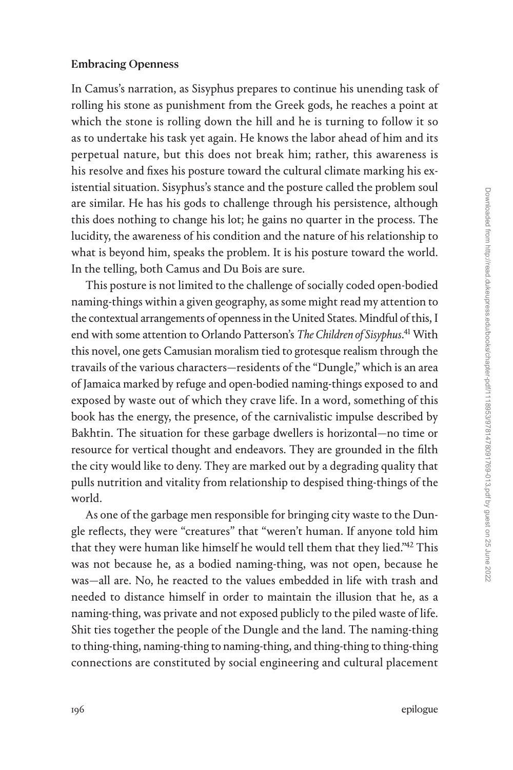### Embracing Openness

In Camus's narration, as Sisyphus prepares to continue his unending task of rolling his stone as punishment from the Greek gods, he reaches a point at which the stone is rolling down the hill and he is turning to follow it so as to undertake his task yet again. He knows the labor ahead of him and its perpetual nature, but this does not break him; rather, this awareness is his resolve and fixes his posture toward the cultural climate marking his existential situation. Sisyphus's stance and the posture called the problem soul are similar. He has his gods to challenge through his persistence, although this does nothing to change his lot; he gains no quarter in the process. The lucidity, the awareness of his condition and the nature of his relationship to what is beyond him, speaks the problem. It is his posture toward the world. In the telling, both Camus and Du Bois are sure.

This posture is not limited to the challenge of socially coded open-bodied naming-things within a given geography, as some might read my attention to the contextual arrangements of openness in the United States. Mindful of this, I end with some attention to Orlando Patterson's *The Children of Sisyphus*.[41] With this novel, one gets Camusian moralism tied to grotesque realism through the travails of the various characters—residents of the "Dungle," which is an area of Jamaica marked by refuge and open-bodied naming-things exposed to and exposed by waste out of which they crave life. In a word, something of this book has the energy, the presence, of the carnivalistic impulse described by Bakhtin. The situation for these garbage dwellers is horizontal—no time or resource for vertical thought and endeavors. They are grounded in the filth the city would like to deny. They are marked out by a degrading quality that pulls nutrition and vitality from relationship to despised thing-things of the world.

As one of the garbage men responsible for bringing city waste to the Dungle reflects, they were "creatures" that "weren't human. If anyone told him that they were human like himself he would tell them that they lied."[42] This was not because he, as a bodied naming-thing, was not open, because he was—all are. No, he reacted to the values embedded in life with trash and needed to distance himself in order to maintain the illusion that he, as a naming-thing, was private and not exposed publicly to the piled waste of life. Shit ties together the people of the Dungle and the land. The naming-thing to thing-thing, naming-thing to naming-thing, and thing-thing to thing-thing connections are constituted by social engineering and cultural placement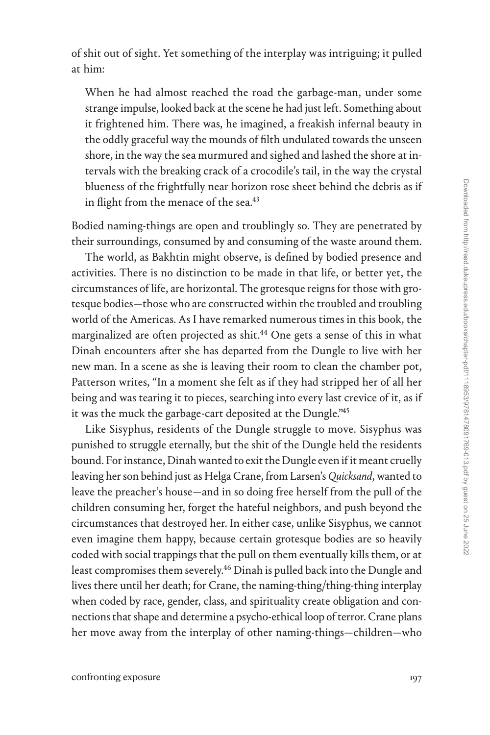of shit out of sight. Yet something of the interplay was intriguing; it pulled at him:

> When he had almost reached the road the garbage-man, under some strange impulse, looked back at the scene he had just left. Something about it frightened him. There was, he imagined, a freakish infernal beauty in the oddly graceful way the mounds of filth undulated towards the unseen shore, in the way the sea murmured and sighed and lashed the shore at intervals with the breaking crack of a crocodile's tail, in the way the crystal blueness of the frightfully near horizon rose sheet behind the debris as if in flight from the menace of the sea.[43]

Bodied naming-things are open and troublingly so. They are penetrated by their surroundings, consumed by and consuming of the waste around them.

The world, as Bakhtin might observe, is defined by bodied presence and activities. There is no distinction to be made in that life, or better yet, the circumstances of life, are horizontal. The grotesque reigns for those with grotesque bodies—those who are constructed within the troubled and troubling world of the Americas. As I have remarked numerous times in this book, the marginalized are often projected as shit.[44] One gets a sense of this in what Dinah encounters after she has departed from the Dungle to live with her new man. In a scene as she is leaving their room to clean the chamber pot, Patterson writes, "In a moment she felt as if they had stripped her of all her being and was tearing it to pieces, searching into every last crevice of it, as if it was the muck the garbage-cart deposited at the Dungle."[45]

Like Sisyphus, residents of the Dungle struggle to move. Sisyphus was punished to struggle eternally, but the shit of the Dungle held the residents bound. For instance, Dinah wanted to exit the Dungle even if it meant cruelly leaving her son behind just as Helga Crane, from Larsen's *Quicksand*, wanted to leave the preacher's house—and in so doing free herself from the pull of the children consuming her, forget the hateful neighbors, and push beyond the circumstances that destroyed her. In either case, unlike Sisyphus, we cannot even imagine them happy, because certain grotesque bodies are so heavily coded with social trappings that the pull on them eventually kills them, or at least compromises them severely.[46] Dinah is pulled back into the Dungle and lives there until her death; for Crane, the naming-thing/thing-thing interplay when coded by race, gender, class, and spirituality create obligation and connections that shape and determine a psycho-ethical loop of terror. Crane plans her move away from the interplay of other naming-things—children—who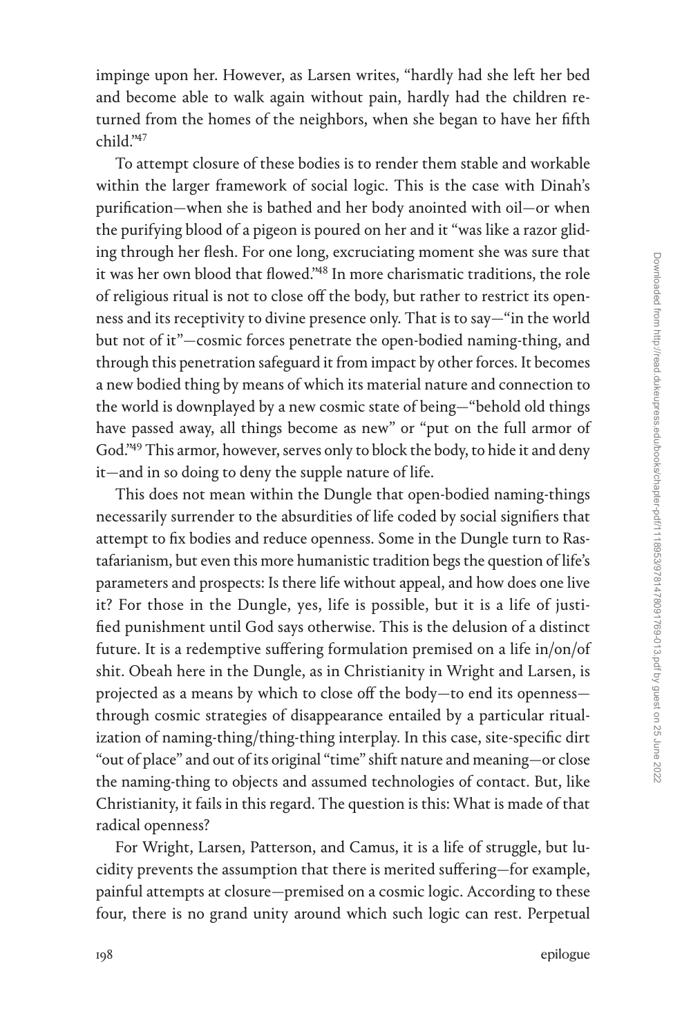impinge upon her. However, as Larsen writes, "hardly had she left her bed and become able to walk again without pain, hardly had the children returned from the homes of the neighbors, when she began to have her fifth child."[47]

To attempt closure of these bodies is to render them stable and workable within the larger framework of social logic. This is the case with Dinah's purification—when she is bathed and her body anointed with oil—or when the purifying blood of a pigeon is poured on her and it "was like a razor gliding through her flesh. For one long, excruciating moment she was sure that it was her own blood that flowed."[48] In more charismatic traditions, the role of religious ritual is not to close off the body, but rather to restrict its openness and its receptivity to divine presence only. That is to say—"in the world but not of it"—cosmic forces penetrate the open-bodied naming-thing, and through this penetration safeguard it from impact by other forces. It becomes a new bodied thing by means of which its material nature and connection to the world is downplayed by a new cosmic state of being—"behold old things have passed away, all things become as new" or "put on the full armor of God."[49] This armor, however, serves only to block the body, to hide it and deny it—and in so doing to deny the supple nature of life.

This does not mean within the Dungle that open-bodied naming-things necessarily surrender to the absurdities of life coded by social signifiers that attempt to fix bodies and reduce openness. Some in the Dungle turn to Rastafarianism, but even this more humanistic tradition begs the question of life's parameters and prospects: Is there life without appeal, and how does one live it? For those in the Dungle, yes, life is possible, but it is a life of justified punishment until God says otherwise. This is the delusion of a distinct future. It is a redemptive suffering formulation premised on a life in/on/of shit. Obeah here in the Dungle, as in Christianity in Wright and Larsen, is projected as a means by which to close off the body—to end its openness—through cosmic strategies of disappearance entailed by a particular ritualization of naming-thing/thing-thing interplay. In this case, site-specific dirt "out of place" and out of its original "time" shift nature and meaning—or close the naming-thing to objects and assumed technologies of contact. But, like Christianity, it fails in this regard. The question is this: What is made of that radical openness?

For Wright, Larsen, Patterson, and Camus, it is a life of struggle, but lucidity prevents the assumption that there is merited suffering—for example, painful attempts at closure—premised on a cosmic logic. According to these four, there is no grand unity around which such logic can rest. Perpetual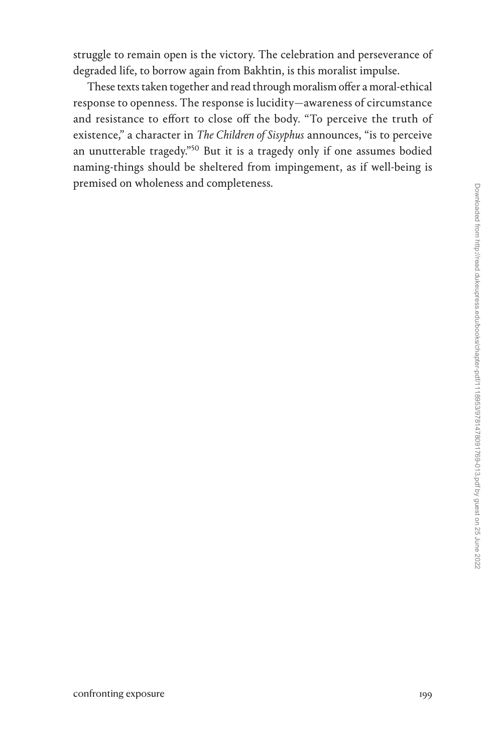struggle to remain open is the victory. The celebration and perseverance of degraded life, to borrow again from Bakhtin, is this moralist impulse.

These texts taken together and read through moralism offer a moral-ethical response to openness. The response is lucidity—awareness of circumstance and resistance to effort to close off the body. "To perceive the truth of existence," a character in *The Children of Sisyphus* announces, "is to perceive an unutterable tragedy."[50] But it is a tragedy only if one assumes bodied naming-things should be sheltered from impingement, as if well-being is premised on wholeness and completeness.